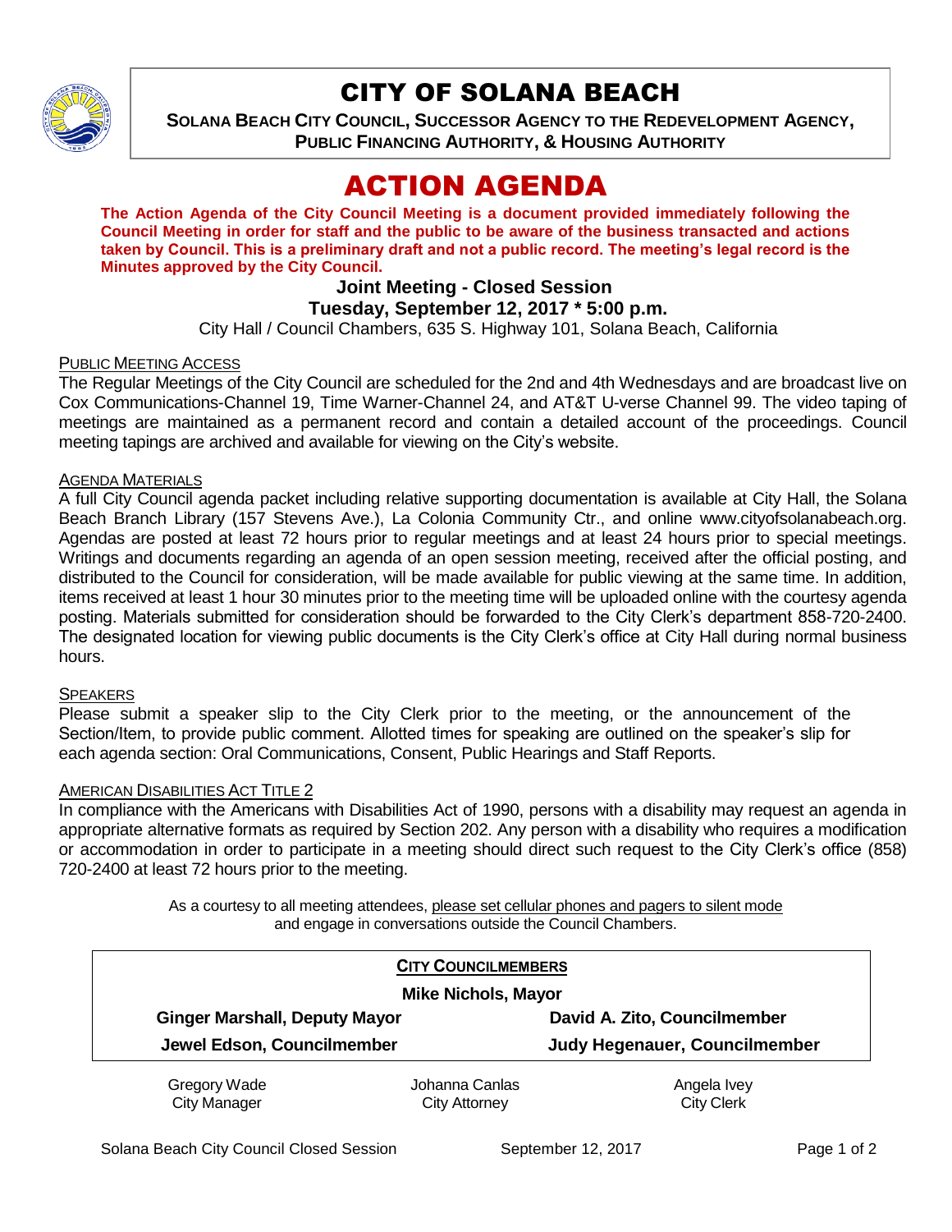# CITY OF SOLANA BEACH

**SOLANA BEACH CITY COUNCIL, SUCCESSOR AGENCY TO THE REDEVELOPMENT AGENCY, PUBLIC FINANCING AUTHORITY, & HOUSING AUTHORITY**

# ACTION AGENDA

**The Action Agenda of the City Council Meeting is a document provided immediately following the Council Meeting in order for staff and the public to be aware of the business transacted and actions taken by Council. This is a preliminary draft and not a public record. The meeting's legal record is the Minutes approved by the City Council.**

**Joint Meeting - Closed Session**

**Tuesday, September 12, 2017 * 5:00 p.m.**

City Hall / Council Chambers, 635 S. Highway 101, Solana Beach, California

PUBLIC MEETING ACCESS

The Regular Meetings of the City Council are scheduled for the 2nd and 4th Wednesdays and are broadcast live on Cox Communications-Channel 19, Time Warner-Channel 24, and AT&T U-verse Channel 99. The video taping of meetings are maintained as a permanent record and contain a detailed account of the proceedings. Council meeting tapings are archived and available for viewing on the City's website.

AGENDA MATERIALS

A full City Council agenda packet including relative supporting documentation is available at City Hall, the Solana Beach Branch Library (157 Stevens Ave.), La Colonia Community Ctr., and online www.cityofsolanabeach.org. Agendas are posted at least 72 hours prior to regular meetings and at least 24 hours prior to special meetings. Writings and documents regarding an agenda of an open session meeting, received after the official posting, and distributed to the Council for consideration, will be made available for public viewing at the same time. In addition, items received at least 1 hour 30 minutes prior to the meeting time will be uploaded online with the courtesy agenda posting. Materials submitted for consideration should be forwarded to the City Clerk's department 858-720-2400. The designated location for viewing public documents is the City Clerk's office at City Hall during normal business hours.

SPEAKERS

Please submit a speaker slip to the City Clerk prior to the meeting, or the announcement of the Section/Item, to provide public comment. Allotted times for speaking are outlined on the speaker's slip for each agenda section: Oral Communications, Consent, Public Hearings and Staff Reports.

AMERICAN DISABILITIES ACT TITLE 2

In compliance with the Americans with Disabilities Act of 1990, persons with a disability may request an agenda in appropriate alternative formats as required by Section 202. Any person with a disability who requires a modification or accommodation in order to participate in a meeting should direct such request to the City Clerk's office (858) 720-2400 at least 72 hours prior to the meeting.

As a courtesy to all meeting attendees, please set cellular phones and pagers to silent mode and engage in conversations outside the Council Chambers.

**CITY COUNCILMEMBERS**

**Mike Nichols, Mayor**

| | |
|---|---|
| **Ginger Marshall, Deputy Mayor** | **David A. Zito, Councilmember** |
| **Jewel Edson, Councilmember** | **Judy Hegenauer, Councilmember** |

| | | |
|---|---|---|
| Gregory Wade<br>City Manager | Johanna Canlas<br>City Attorney | Angela Ivey<br>City Clerk |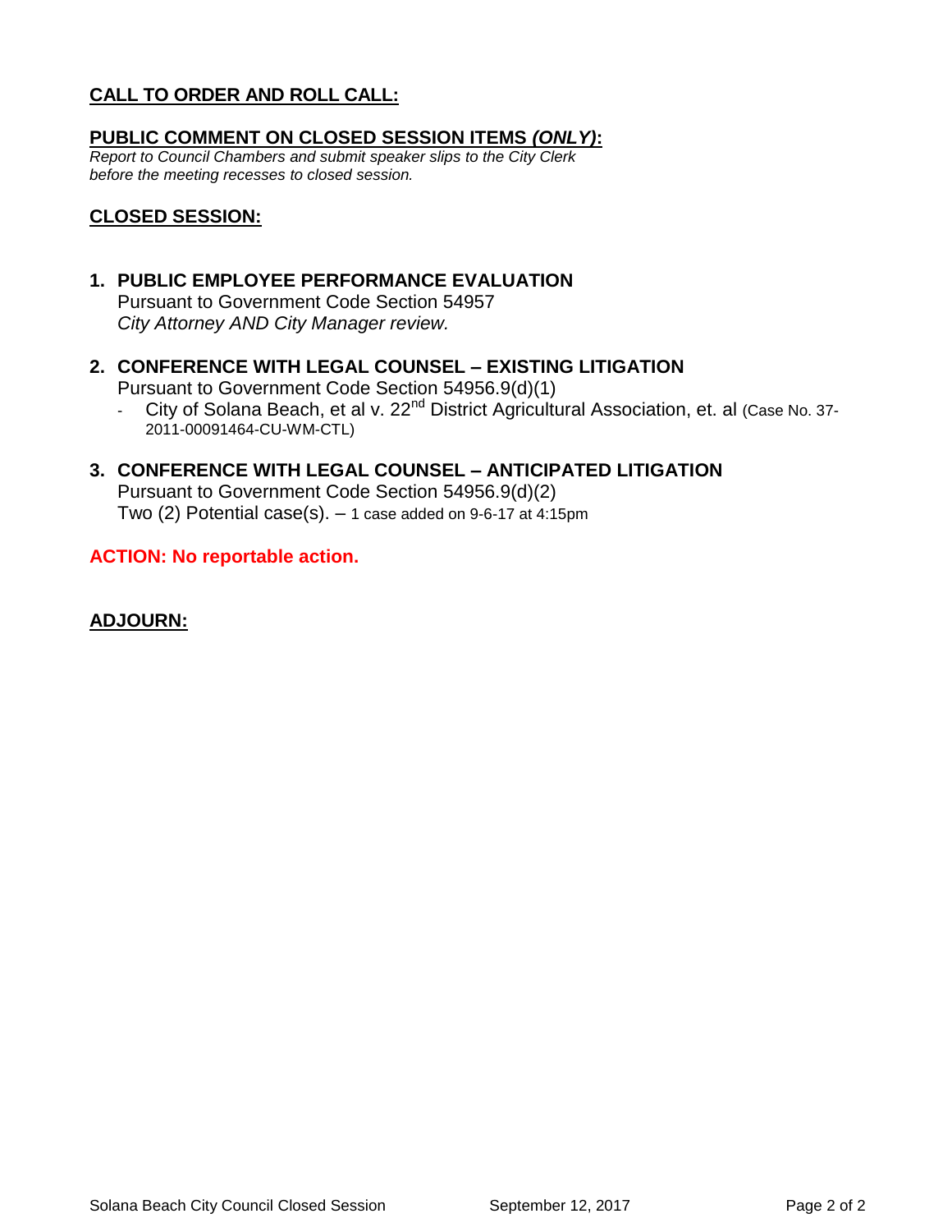## CALL TO ORDER AND ROLL CALL:

## PUBLIC COMMENT ON CLOSED SESSION ITEMS *(ONLY)*:

*Report to Council Chambers and submit speaker slips to the City Clerk before the meeting recesses to closed session.*

## CLOSED SESSION:

1. **PUBLIC EMPLOYEE PERFORMANCE EVALUATION**
   Pursuant to Government Code Section 54957
   *City Attorney AND City Manager review.*

2. **CONFERENCE WITH LEGAL COUNSEL – EXISTING LITIGATION**
   Pursuant to Government Code Section 54956.9(d)(1)
   - City of Solana Beach, et al v. 22nd District Agricultural Association, et. al (Case No. 37-2011-00091464-CU-WM-CTL)

3. **CONFERENCE WITH LEGAL COUNSEL – ANTICIPATED LITIGATION**
   Pursuant to Government Code Section 54956.9(d)(2)
   Two (2) Potential case(s). – 1 case added on 9-6-17 at 4:15pm

**ACTION: No reportable action.**

## ADJOURN: